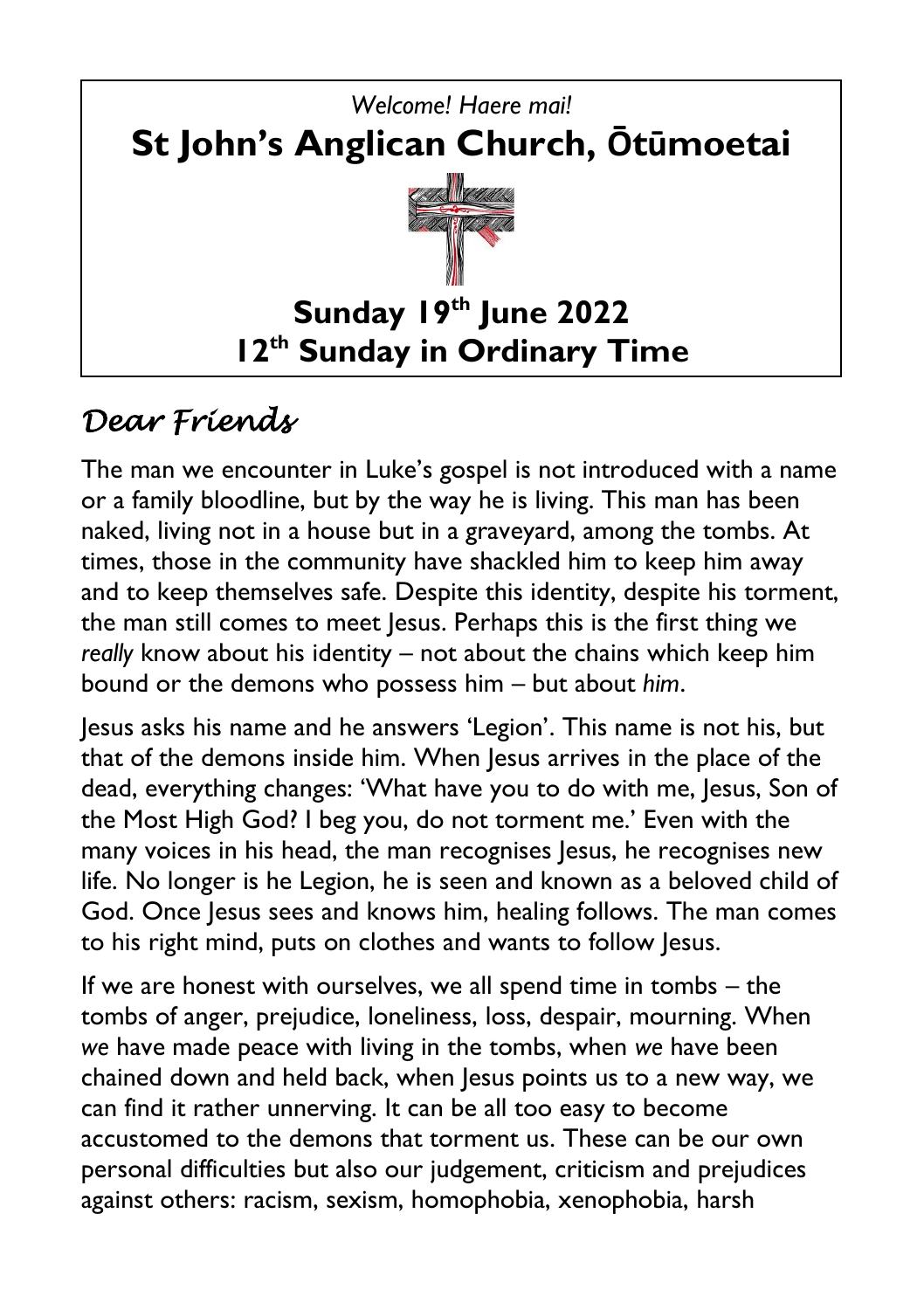*Welcome! Haere mai!*

# St John's Anglican Church, Ōtūmoetai

## Sunday 19th June 2022
## 12th Sunday in Ordinary Time

## *Dear Friends*

The man we encounter in Luke's gospel is not introduced with a name or a family bloodline, but by the way he is living. This man has been naked, living not in a house but in a graveyard, among the tombs. At times, those in the community have shackled him to keep him away and to keep themselves safe. Despite this identity, despite his torment, the man still comes to meet Jesus. Perhaps this is the first thing we *really* know about his identity – not about the chains which keep him bound or the demons who possess him – but about *him*.

Jesus asks his name and he answers 'Legion'. This name is not his, but that of the demons inside him. When Jesus arrives in the place of the dead, everything changes: 'What have you to do with me, Jesus, Son of the Most High God? I beg you, do not torment me.' Even with the many voices in his head, the man recognises Jesus, he recognises new life. No longer is he Legion, he is seen and known as a beloved child of God. Once Jesus sees and knows him, healing follows. The man comes to his right mind, puts on clothes and wants to follow Jesus.

If we are honest with ourselves, we all spend time in tombs – the tombs of anger, prejudice, loneliness, loss, despair, mourning. When *we* have made peace with living in the tombs, when *we* have been chained down and held back, when Jesus points us to a new way, we can find it rather unnerving. It can be all too easy to become accustomed to the demons that torment us. These can be our own personal difficulties but also our judgement, criticism and prejudices against others: racism, sexism, homophobia, xenophobia, harsh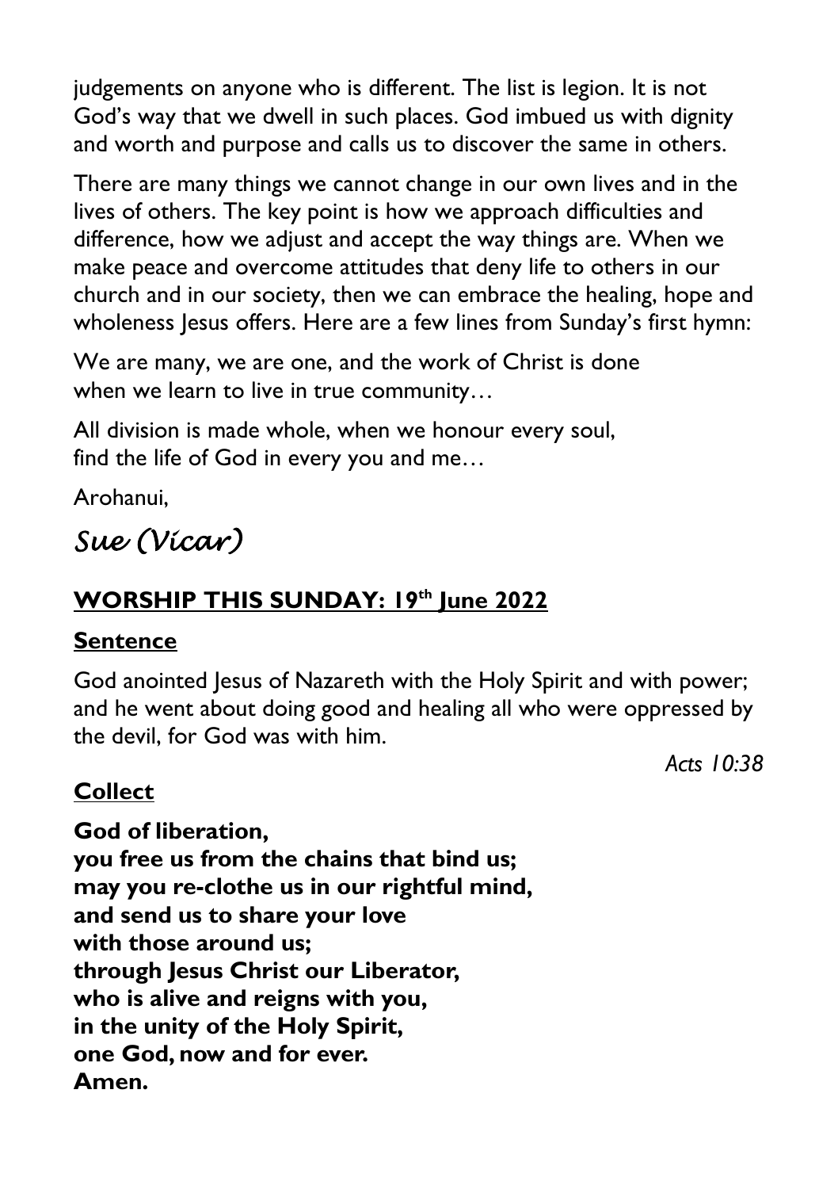judgements on anyone who is different. The list is legion. It is not God's way that we dwell in such places. God imbued us with dignity and worth and purpose and calls us to discover the same in others.

There are many things we cannot change in our own lives and in the lives of others. The key point is how we approach difficulties and difference, how we adjust and accept the way things are. When we make peace and overcome attitudes that deny life to others in our church and in our society, then we can embrace the healing, hope and wholeness Jesus offers. Here are a few lines from Sunday's first hymn:

We are many, we are one, and the work of Christ is done
when we learn to live in true community…

All division is made whole, when we honour every soul,
find the life of God in every you and me…

Arohanui,

*Sue (Vicar)*

## WORSHIP THIS SUNDAY: 19th June 2022

### Sentence

God anointed Jesus of Nazareth with the Holy Spirit and with power; and he went about doing good and healing all who were oppressed by the devil, for God was with him.

*Acts 10:38*

### Collect

**God of liberation,**
**you free us from the chains that bind us;**
**may you re-clothe us in our rightful mind,**
**and send us to share your love**
**with those around us;**
**through Jesus Christ our Liberator,**
**who is alive and reigns with you,**
**in the unity of the Holy Spirit,**
**one God, now and for ever.**
**Amen.**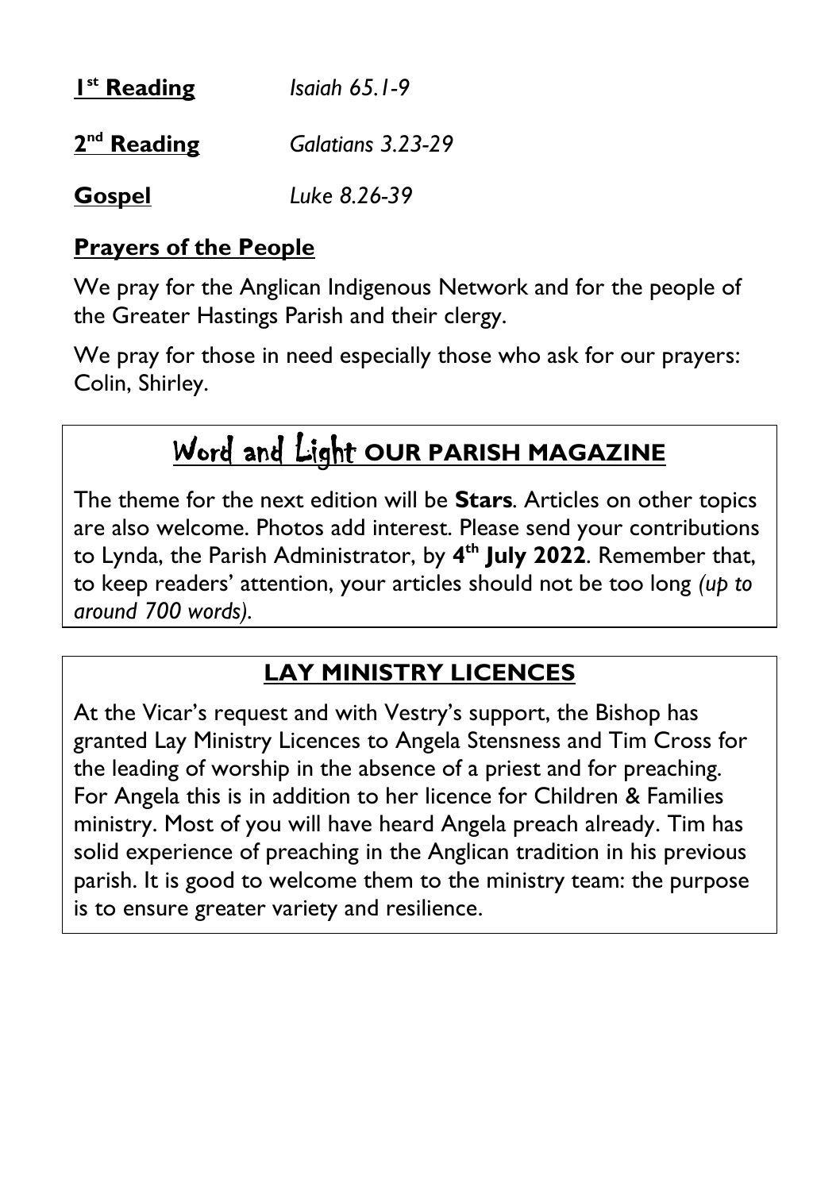**1st Reading** *Isaiah 65.1-9*

**2nd Reading** *Galatians 3.23-29*

**Gospel** *Luke 8.26-39*

## Prayers of the People

We pray for the Anglican Indigenous Network and for the people of the Greater Hastings Parish and their clergy.

We pray for those in need especially those who ask for our prayers: Colin, Shirley.

## Word and Light OUR PARISH MAGAZINE

The theme for the next edition will be **Stars**. Articles on other topics are also welcome. Photos add interest. Please send your contributions to Lynda, the Parish Administrator, by **4th July 2022**. Remember that, to keep readers' attention, your articles should not be too long *(up to around 700 words).*

## LAY MINISTRY LICENCES

At the Vicar's request and with Vestry's support, the Bishop has granted Lay Ministry Licences to Angela Stensness and Tim Cross for the leading of worship in the absence of a priest and for preaching. For Angela this is in addition to her licence for Children & Families ministry. Most of you will have heard Angela preach already. Tim has solid experience of preaching in the Anglican tradition in his previous parish. It is good to welcome them to the ministry team: the purpose is to ensure greater variety and resilience.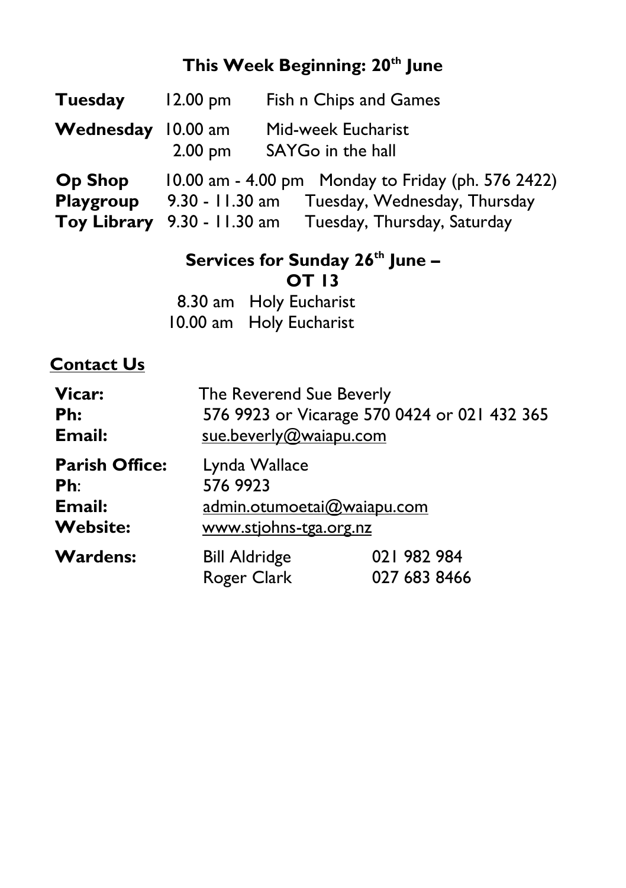## This Week Beginning: 20th June

| | | | |
|---|---|---|---|
| **Tuesday** | 12.00 pm | Fish n Chips and Games | |
| **Wednesday** | 10.00 am | Mid-week Eucharist | |
| | 2.00 pm | SAYGo in the hall | |
| **Op Shop** | 10.00 am - 4.00 pm | Monday to Friday (ph. 576 2422) | |
| **Playgroup** | 9.30 - 11.30 am | Tuesday, Wednesday, Thursday | |
| **Toy Library** | 9.30 - 11.30 am | Tuesday, Thursday, Saturday | |

## Services for Sunday 26th June – OT 13

8.30 am Holy Eucharist
10.00 am Holy Eucharist

### Contact Us

| | | |
|---|---|---|
| **Vicar:** | The Reverend Sue Beverly | |
| **Ph:** | 576 9923 or Vicarage 570 0424 or 021 432 365 | |
| **Email:** | sue.beverly@waiapu.com | |
| **Parish Office:** | Lynda Wallace | |
| **Ph**: | 576 9923 | |
| **Email:** | admin.otumoetai@waiapu.com | |
| **Website:** | www.stjohns-tga.org.nz | |
| **Wardens:** | Bill Aldridge | 021 982 984 |
| | Roger Clark | 027 683 8466 |